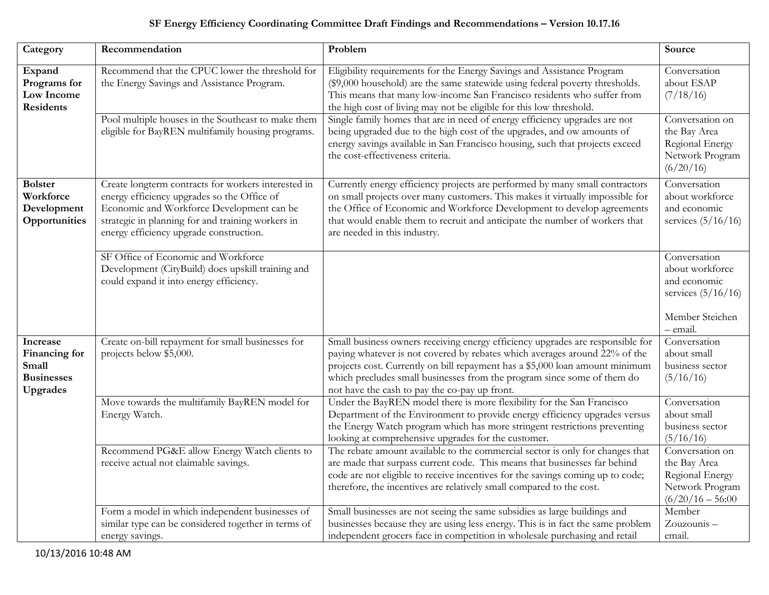# SF Energy Efficiency Coordinating Committee Draft Findings and Recommendations – Version 10.17.16

| Category | Recommendation | Problem | Source |
|---|---|---|---|
| **Expand Programs for Low Income Residents** | Recommend that the CPUC lower the threshold for the Energy Savings and Assistance Program. | Eligibility requirements for the Energy Savings and Assistance Program ($9,000 household) are the same statewide using federal poverty thresholds. This means that many low-income San Francisco residents who suffer from the high cost of living may not be eligible for this low threshold. | Conversation about ESAP (7/18/16) |
| | Pool multiple houses in the Southeast to make them eligible for BayREN multifamily housing programs. | Single family homes that are in need of energy efficiency upgrades are not being upgraded due to the high cost of the upgrades, and ow amounts of energy savings available in San Francisco housing, such that projects exceed the cost-effectiveness criteria. | Conversation on the Bay Area Regional Energy Network Program (6/20/16) |
| **Bolster Workforce Development Opportunities** | Create longterm contracts for workers interested in energy efficiency upgrades so the Office of Economic and Workforce Development can be strategic in planning for and training workers in energy efficiency upgrade construction. | Currently energy efficiency projects are performed by many small contractors on small projects over many customers. This makes it virtually impossible for the Office of Economic and Workforce Development to develop agreements that would enable them to recruit and anticipate the number of workers that are needed in this industry. | Conversation about workforce and economic services (5/16/16) |
| | SF Office of Economic and Workforce Development (CityBuild) does upskill training and could expand it into energy efficiency. | | Conversation about workforce and economic services (5/16/16)<br><br>Member Steichen – email. |
| **Increase Financing for Small Businesses Upgrades** | Create on-bill repayment for small businesses for projects below $5,000. | Small business owners receiving energy efficiency upgrades are responsible for paying whatever is not covered by rebates which averages around 22% of the projects cost. Currently on bill repayment has a $5,000 loan amount minimum which precludes small businesses from the program since some of them do not have the cash to pay the co-pay up front. | Conversation about small business sector (5/16/16) |
| | Move towards the multifamily BayREN model for Energy Watch. | Under the BayREN model there is more flexibility for the San Francisco Department of the Environment to provide energy efficiency upgrades versus the Energy Watch program which has more stringent restrictions preventing looking at comprehensive upgrades for the customer. | Conversation about small business sector (5/16/16) |
| | Recommend PG&E allow Energy Watch clients to receive actual not claimable savings. | The rebate amount available to the commercial sector is only for changes that are made that surpass current code. This means that businesses far behind code are not eligible to receive incentives for the savings coming up to code; therefore, the incentives are relatively small compared to the cost. | Conversation on the Bay Area Regional Energy Network Program (6/20/16 – 56:00 |
| | Form a model in which independent businesses of similar type can be considered together in terms of energy savings. | Small businesses are not seeing the same subsidies as large buildings and businesses because they are using less energy. This is in fact the same problem independent grocers face in competition in wholesale purchasing and retail | Member Zouzounis – email. |

10/13/2016 10:48 AM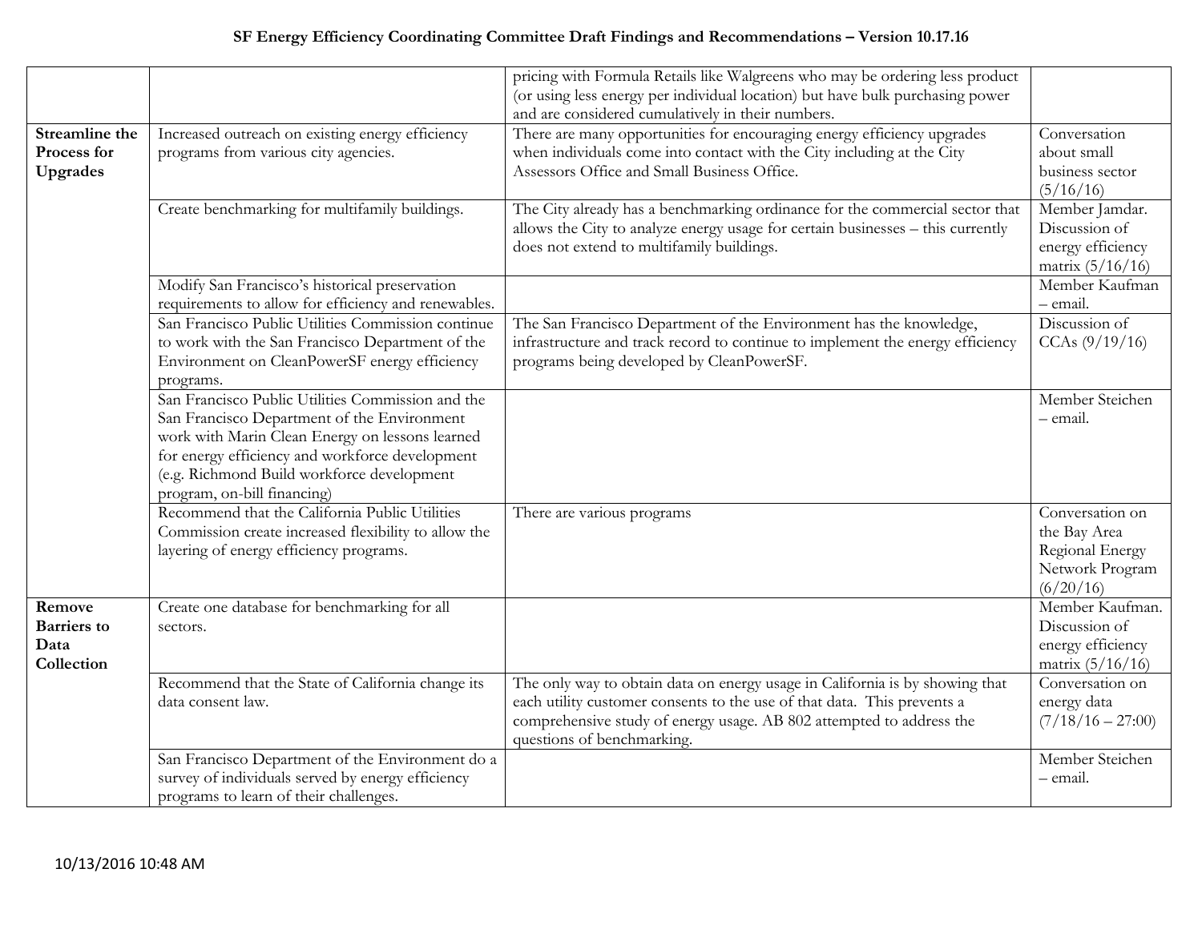| | | | |
|---|---|---|---|
| | | pricing with Formula Retails like Walgreens who may be ordering less product (or using less energy per individual location) but have bulk purchasing power and are considered cumulatively in their numbers. | |
| **Streamline the Process for Upgrades** | Increased outreach on existing energy efficiency programs from various city agencies. | There are many opportunities for encouraging energy efficiency upgrades when individuals come into contact with the City including at the City Assessors Office and Small Business Office. | Conversation about small business sector (5/16/16) |
| | Create benchmarking for multifamily buildings. | The City already has a benchmarking ordinance for the commercial sector that allows the City to analyze energy usage for certain businesses – this currently does not extend to multifamily buildings. | Member Jamdar. Discussion of energy efficiency matrix (5/16/16) |
| | Modify San Francisco's historical preservation requirements to allow for efficiency and renewables. | | Member Kaufman – email. |
| | San Francisco Public Utilities Commission continue to work with the San Francisco Department of the Environment on CleanPowerSF energy efficiency programs. | The San Francisco Department of the Environment has the knowledge, infrastructure and track record to continue to implement the energy efficiency programs being developed by CleanPowerSF. | Discussion of CCAs (9/19/16) |
| | San Francisco Public Utilities Commission and the San Francisco Department of the Environment work with Marin Clean Energy on lessons learned for energy efficiency and workforce development (e.g. Richmond Build workforce development program, on-bill financing) | | Member Steichen – email. |
| | Recommend that the California Public Utilities Commission create increased flexibility to allow the layering of energy efficiency programs. | There are various programs | Conversation on the Bay Area Regional Energy Network Program (6/20/16) |
| **Remove Barriers to Data Collection** | Create one database for benchmarking for all sectors. | | Member Kaufman. Discussion of energy efficiency matrix (5/16/16) |
| | Recommend that the State of California change its data consent law. | The only way to obtain data on energy usage in California is by showing that each utility customer consents to the use of that data. This prevents a comprehensive study of energy usage. AB 802 attempted to address the questions of benchmarking. | Conversation on energy data (7/18/16 – 27:00) |
| | San Francisco Department of the Environment do a survey of individuals served by energy efficiency programs to learn of their challenges. | | Member Steichen – email. |